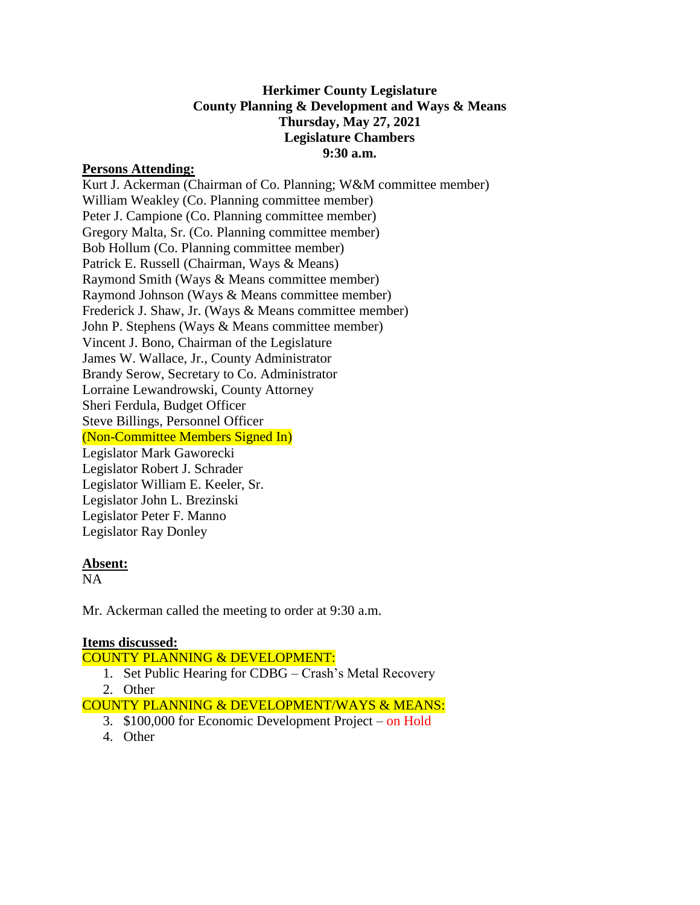**Herkimer County Legislature**
**County Planning & Development and Ways & Means**
**Thursday, May 27, 2021**
**Legislature Chambers**
**9:30 a.m.**

**Persons Attending:**

Kurt J. Ackerman (Chairman of Co. Planning; W&M committee member)
William Weakley (Co. Planning committee member)
Peter J. Campione (Co. Planning committee member)
Gregory Malta, Sr. (Co. Planning committee member)
Bob Hollum (Co. Planning committee member)
Patrick E. Russell (Chairman, Ways & Means)
Raymond Smith (Ways & Means committee member)
Raymond Johnson (Ways & Means committee member)
Frederick J. Shaw, Jr. (Ways & Means committee member)
John P. Stephens (Ways & Means committee member)
Vincent J. Bono, Chairman of the Legislature
James W. Wallace, Jr., County Administrator
Brandy Serow, Secretary to Co. Administrator
Lorraine Lewandrowski, County Attorney
Sheri Ferdula, Budget Officer
Steve Billings, Personnel Officer
(Non-Committee Members Signed In)
Legislator Mark Gaworecki
Legislator Robert J. Schrader
Legislator William E. Keeler, Sr.
Legislator John L. Brezinski
Legislator Peter F. Manno
Legislator Ray Donley

**Absent:**

NA

Mr. Ackerman called the meeting to order at 9:30 a.m.

**Items discussed:**

COUNTY PLANNING & DEVELOPMENT:

1. Set Public Hearing for CDBG – Crash's Metal Recovery
2. Other

COUNTY PLANNING & DEVELOPMENT/WAYS & MEANS:

3. $100,000 for Economic Development Project – on Hold
4. Other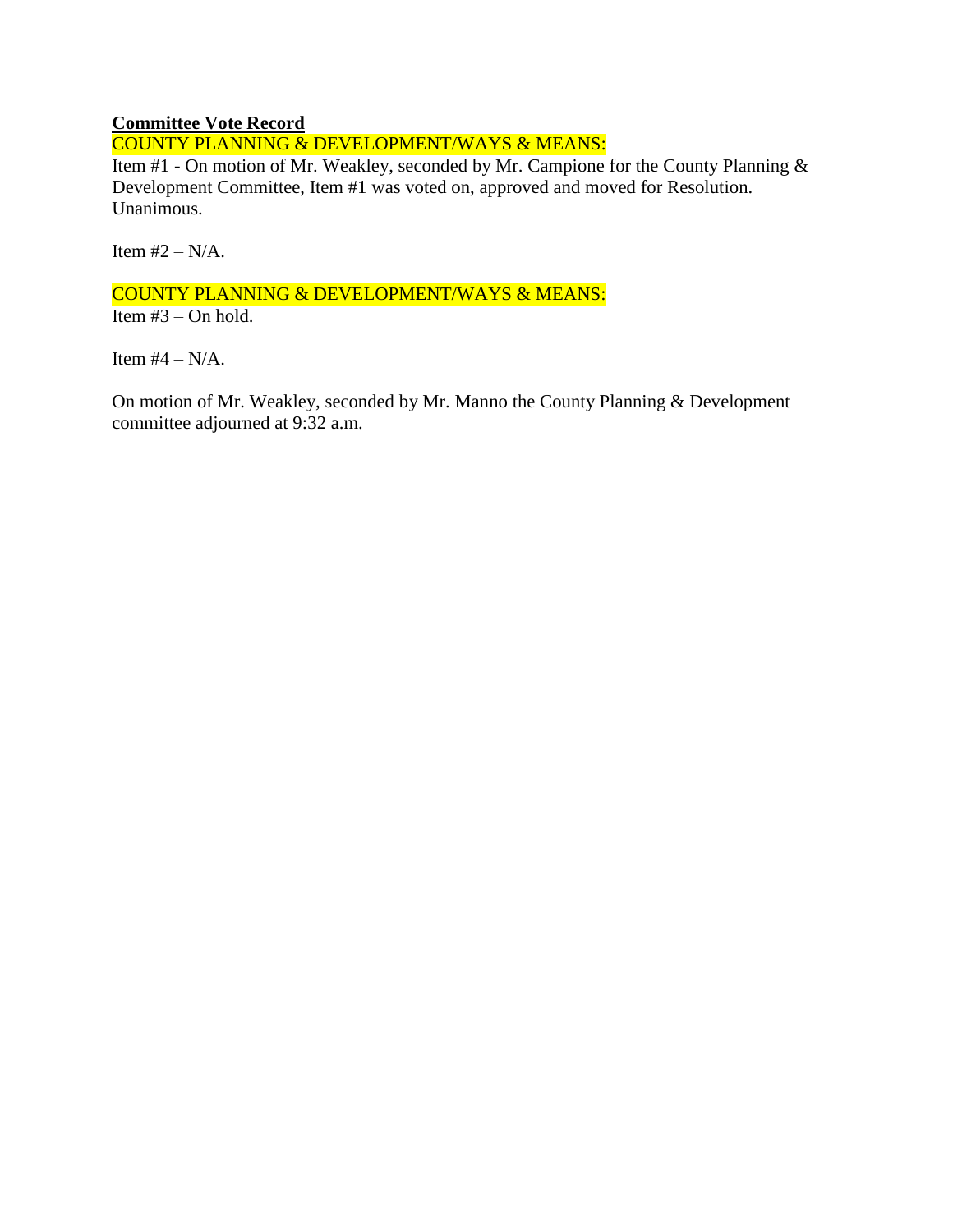**Committee Vote Record**

COUNTY PLANNING & DEVELOPMENT/WAYS & MEANS:

Item #1 - On motion of Mr. Weakley, seconded by Mr. Campione for the County Planning & Development Committee, Item #1 was voted on, approved and moved for Resolution. Unanimous.

Item #2 – N/A.

COUNTY PLANNING & DEVELOPMENT/WAYS & MEANS:

Item #3 – On hold.

Item #4 – N/A.

On motion of Mr. Weakley, seconded by Mr. Manno the County Planning & Development committee adjourned at 9:32 a.m.